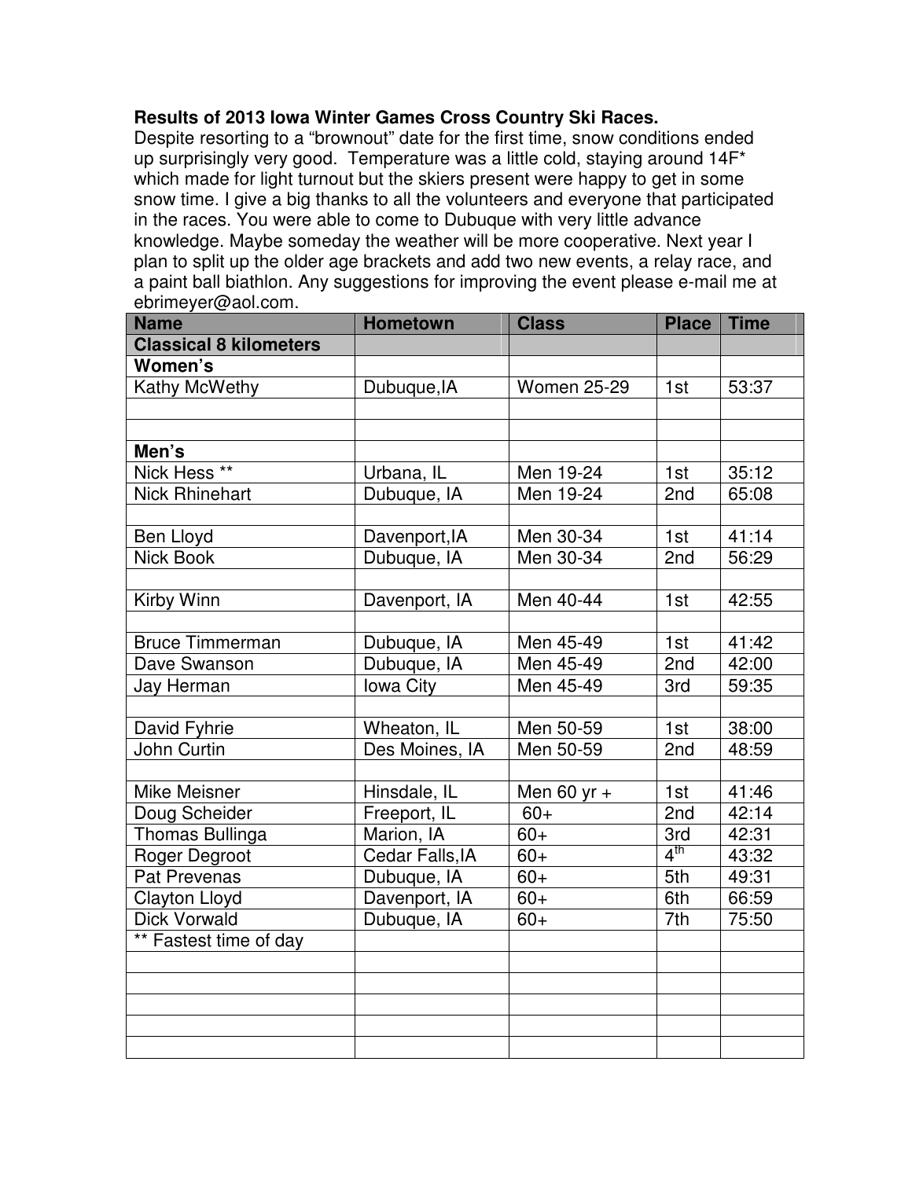**Results of 2013 Iowa Winter Games Cross Country Ski Races.**

Despite resorting to a "brownout" date for the first time, snow conditions ended up surprisingly very good. Temperature was a little cold, staying around 14F* which made for light turnout but the skiers present were happy to get in some snow time. I give a big thanks to all the volunteers and everyone that participated in the races. You were able to come to Dubuque with very little advance knowledge. Maybe someday the weather will be more cooperative. Next year I plan to split up the older age brackets and add two new events, a relay race, and a paint ball biathlon. Any suggestions for improving the event please e-mail me at ebrimeyer@aol.com.

| Name | Hometown | Class | Place | Time |
|---|---|---|---|---|
| **Classical 8 kilometers** | | | | |
| **Women's** | | | | |
| Kathy McWethy | Dubuque,IA | Women 25-29 | 1st | 53:37 |
| | | | | |
| | | | | |
| **Men's** | | | | |
| Nick Hess ** | Urbana, IL | Men 19-24 | 1st | 35:12 |
| Nick Rhinehart | Dubuque, IA | Men 19-24 | 2nd | 65:08 |
| | | | | |
| Ben Lloyd | Davenport,IA | Men 30-34 | 1st | 41:14 |
| Nick Book | Dubuque, IA | Men 30-34 | 2nd | 56:29 |
| | | | | |
| Kirby Winn | Davenport, IA | Men 40-44 | 1st | 42:55 |
| | | | | |
| Bruce Timmerman | Dubuque, IA | Men 45-49 | 1st | 41:42 |
| Dave Swanson | Dubuque, IA | Men 45-49 | 2nd | 42:00 |
| Jay Herman | Iowa City | Men 45-49 | 3rd | 59:35 |
| | | | | |
| David Fyhrie | Wheaton, IL | Men 50-59 | 1st | 38:00 |
| John Curtin | Des Moines, IA | Men 50-59 | 2nd | 48:59 |
| | | | | |
| Mike Meisner | Hinsdale, IL | Men 60 yr + | 1st | 41:46 |
| Doug Scheider | Freeport, IL | 60+ | 2nd | 42:14 |
| Thomas Bullinga | Marion, IA | 60+ | 3rd | 42:31 |
| Roger Degroot | Cedar Falls,IA | 60+ | 4th | 43:32 |
| Pat Prevenas | Dubuque, IA | 60+ | 5th | 49:31 |
| Clayton Lloyd | Davenport, IA | 60+ | 6th | 66:59 |
| Dick Vorwald | Dubuque, IA | 60+ | 7th | 75:50 |
| ** Fastest time of day | | | | |
| | | | | |
| | | | | |
| | | | | |
| | | | | |
| | | | | |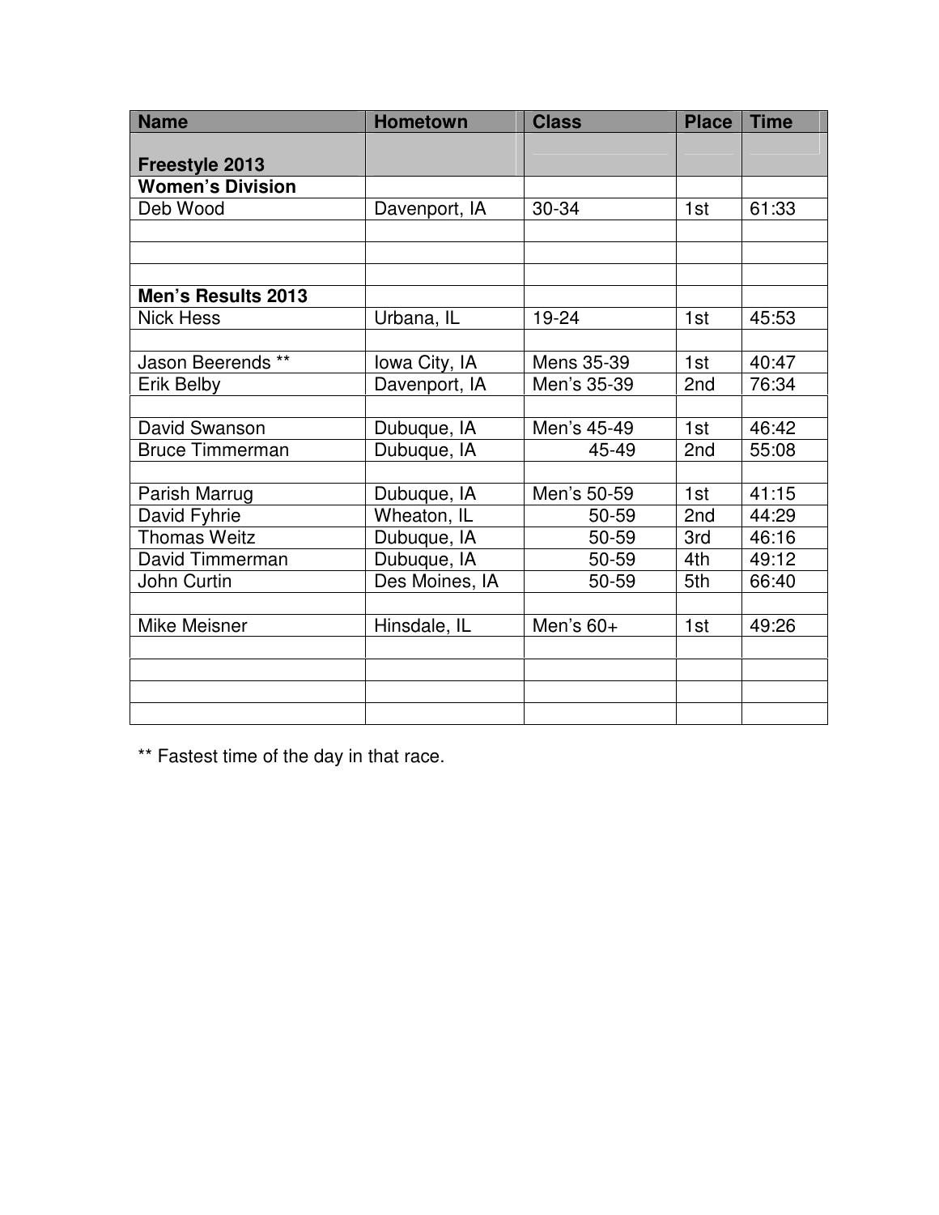| Name | Hometown | Class | Place | Time |
|---|---|---|---|---|
| **Freestyle 2013** | | | | |
| **Women's Division** | | | | |
| Deb Wood | Davenport, IA | 30-34 | 1st | 61:33 |
| | | | | |
| | | | | |
| | | | | |
| **Men's Results 2013** | | | | |
| Nick Hess | Urbana, IL | 19-24 | 1st | 45:53 |
| | | | | |
| Jason Beerends ** | Iowa City, IA | Mens 35-39 | 1st | 40:47 |
| Erik Belby | Davenport, IA | Men's 35-39 | 2nd | 76:34 |
| | | | | |
| David Swanson | Dubuque, IA | Men's 45-49 | 1st | 46:42 |
| Bruce Timmerman | Dubuque, IA | 45-49 | 2nd | 55:08 |
| | | | | |
| Parish Marrug | Dubuque, IA | Men's 50-59 | 1st | 41:15 |
| David Fyhrie | Wheaton, IL | 50-59 | 2nd | 44:29 |
| Thomas Weitz | Dubuque, IA | 50-59 | 3rd | 46:16 |
| David Timmerman | Dubuque, IA | 50-59 | 4th | 49:12 |
| John Curtin | Des Moines, IA | 50-59 | 5th | 66:40 |
| | | | | |
| Mike Meisner | Hinsdale, IL | Men's 60+ | 1st | 49:26 |
| | | | | |
| | | | | |
| | | | | |
| | | | | |

** Fastest time of the day in that race.